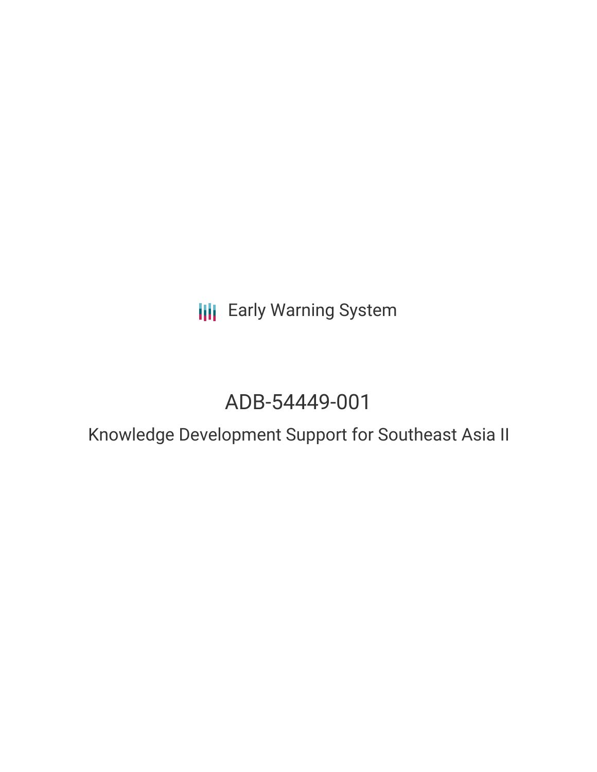Early Warning System

# ADB-54449-001

## Knowledge Development Support for Southeast Asia II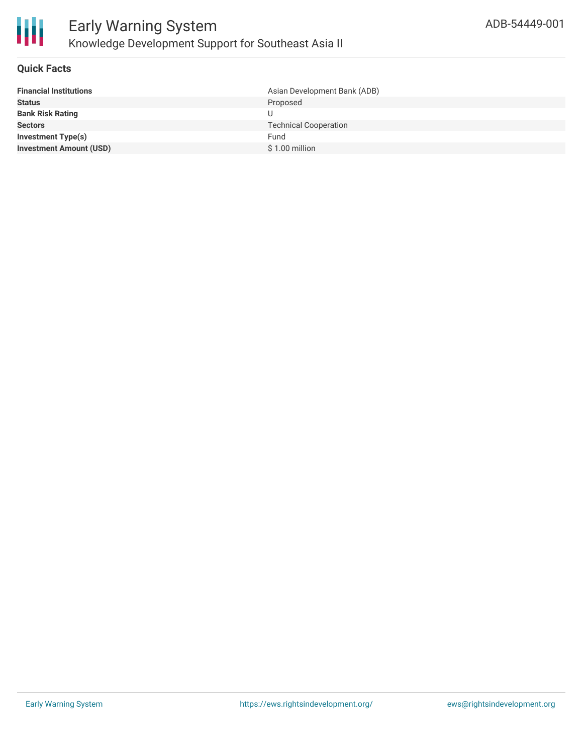## Quick Facts

| | |
|---|---|
| **Financial Institutions** | Asian Development Bank (ADB) |
| **Status** | Proposed |
| **Bank Risk Rating** | U |
| **Sectors** | Technical Cooperation |
| **Investment Type(s)** | Fund |
| **Investment Amount (USD)** | $ 1.00 million |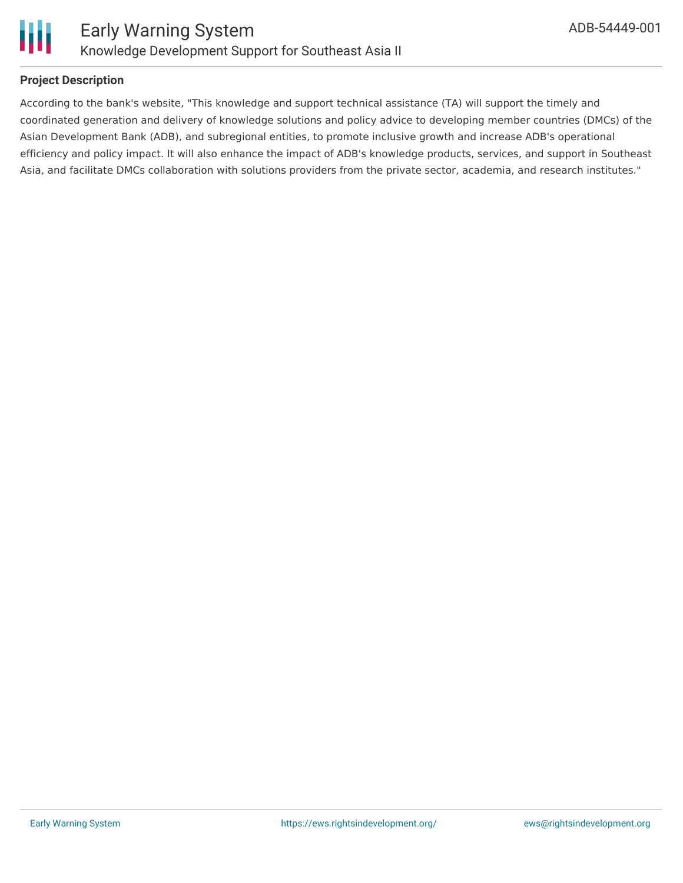### Project Description

According to the bank's website, "This knowledge and support technical assistance (TA) will support the timely and coordinated generation and delivery of knowledge solutions and policy advice to developing member countries (DMCs) of the Asian Development Bank (ADB), and subregional entities, to promote inclusive growth and increase ADB's operational efficiency and policy impact. It will also enhance the impact of ADB's knowledge products, services, and support in Southeast Asia, and facilitate DMCs collaboration with solutions providers from the private sector, academia, and research institutes."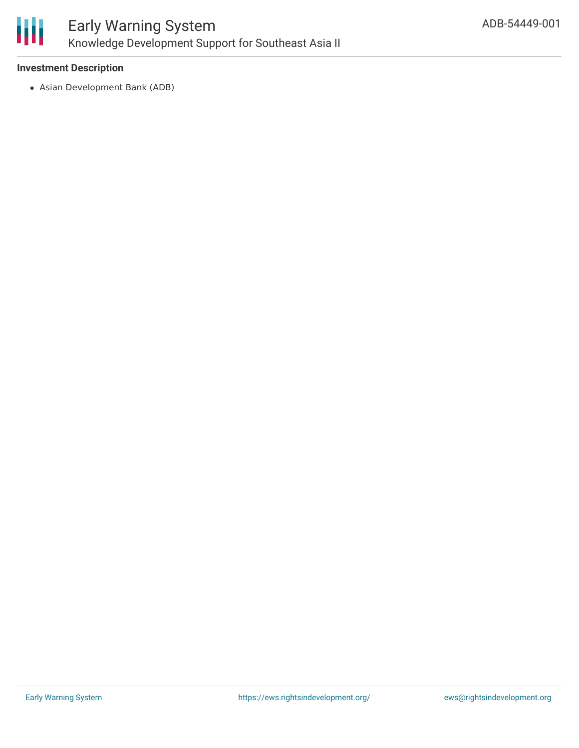### Investment Description

- Asian Development Bank (ADB)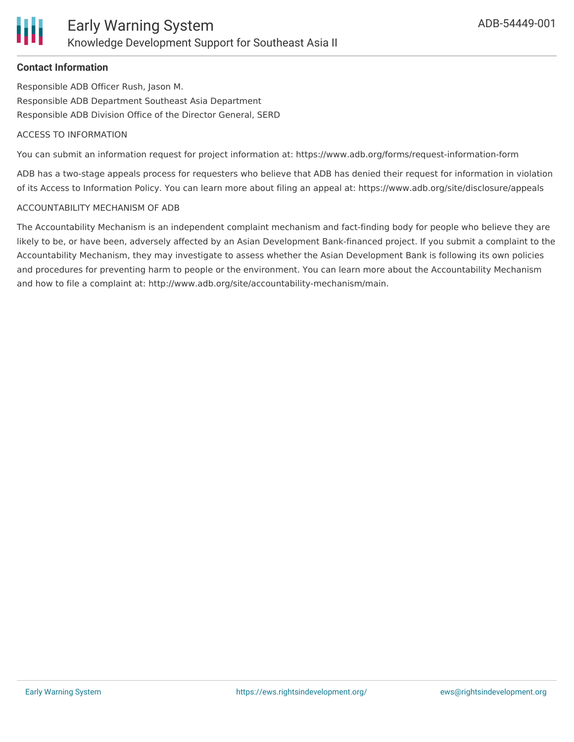**Contact Information**

Responsible ADB Officer Rush, Jason M.

Responsible ADB Department Southeast Asia Department

Responsible ADB Division Office of the Director General, SERD

ACCESS TO INFORMATION

You can submit an information request for project information at: https://www.adb.org/forms/request-information-form

ADB has a two-stage appeals process for requesters who believe that ADB has denied their request for information in violation of its Access to Information Policy. You can learn more about filing an appeal at: https://www.adb.org/site/disclosure/appeals

ACCOUNTABILITY MECHANISM OF ADB

The Accountability Mechanism is an independent complaint mechanism and fact-finding body for people who believe they are likely to be, or have been, adversely affected by an Asian Development Bank-financed project. If you submit a complaint to the Accountability Mechanism, they may investigate to assess whether the Asian Development Bank is following its own policies and procedures for preventing harm to people or the environment. You can learn more about the Accountability Mechanism and how to file a complaint at: http://www.adb.org/site/accountability-mechanism/main.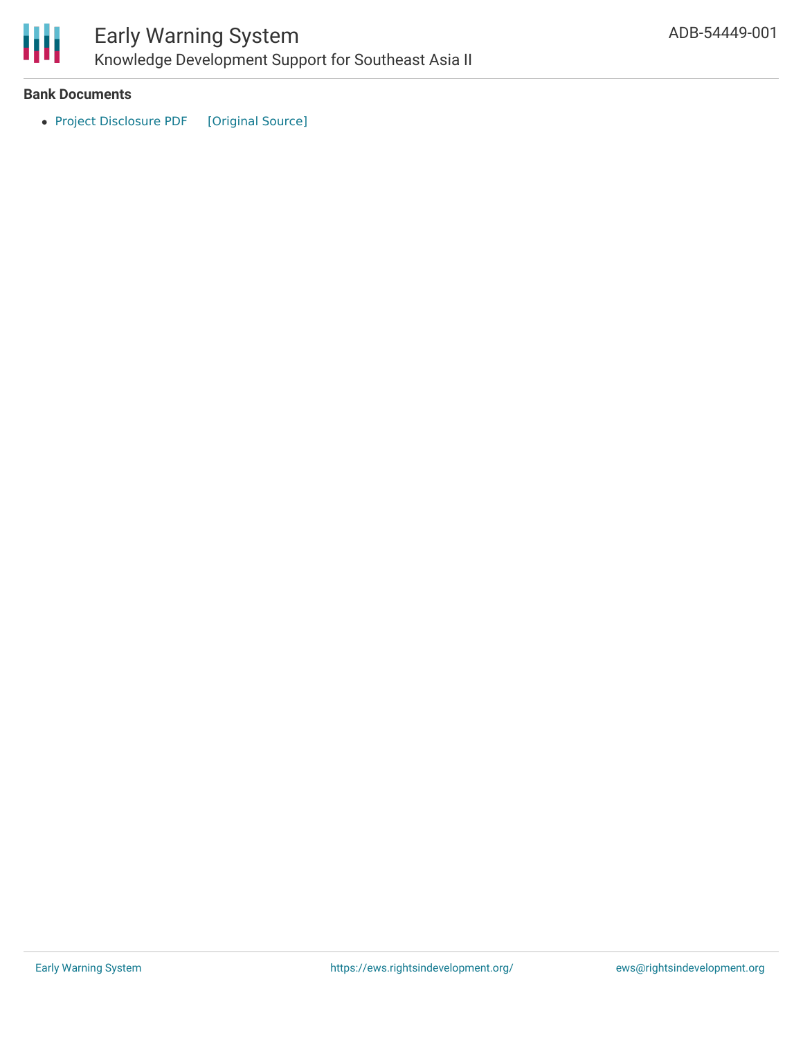**Bank Documents**

- Project Disclosure PDF [Original Source]